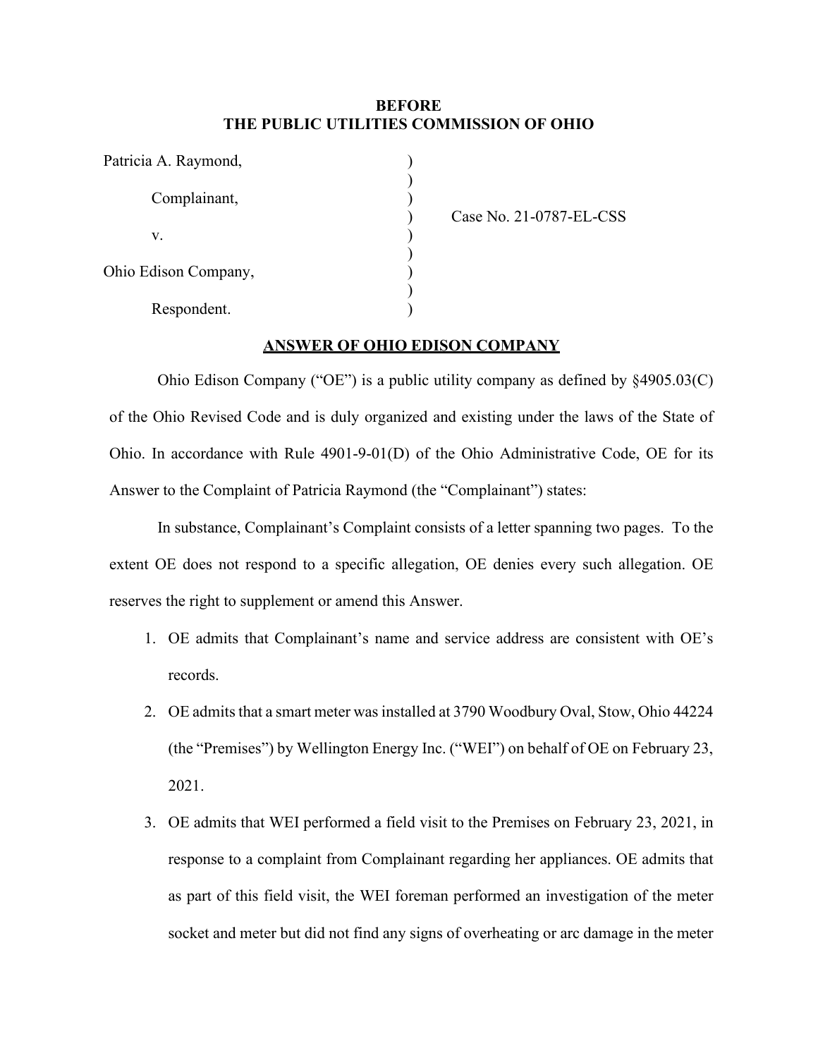**BEFORE**
**THE PUBLIC UTILITIES COMMISSION OF OHIO**

| | | |
|---|---|---|
| Patricia A. Raymond, | ) | |
| | ) | |
| Complainant, | ) | |
| | ) | Case No. 21-0787-EL-CSS |
| v. | ) | |
| | ) | |
| Ohio Edison Company, | ) | |
| | ) | |
| Respondent. | ) | |

**ANSWER OF OHIO EDISON COMPANY**

Ohio Edison Company ("OE") is a public utility company as defined by §4905.03(C) of the Ohio Revised Code and is duly organized and existing under the laws of the State of Ohio. In accordance with Rule 4901-9-01(D) of the Ohio Administrative Code, OE for its Answer to the Complaint of Patricia Raymond (the "Complainant") states:

In substance, Complainant's Complaint consists of a letter spanning two pages. To the extent OE does not respond to a specific allegation, OE denies every such allegation. OE reserves the right to supplement or amend this Answer.

1. OE admits that Complainant's name and service address are consistent with OE's records.
2. OE admits that a smart meter was installed at 3790 Woodbury Oval, Stow, Ohio 44224 (the "Premises") by Wellington Energy Inc. ("WEI") on behalf of OE on February 23, 2021.
3. OE admits that WEI performed a field visit to the Premises on February 23, 2021, in response to a complaint from Complainant regarding her appliances. OE admits that as part of this field visit, the WEI foreman performed an investigation of the meter socket and meter but did not find any signs of overheating or arc damage in the meter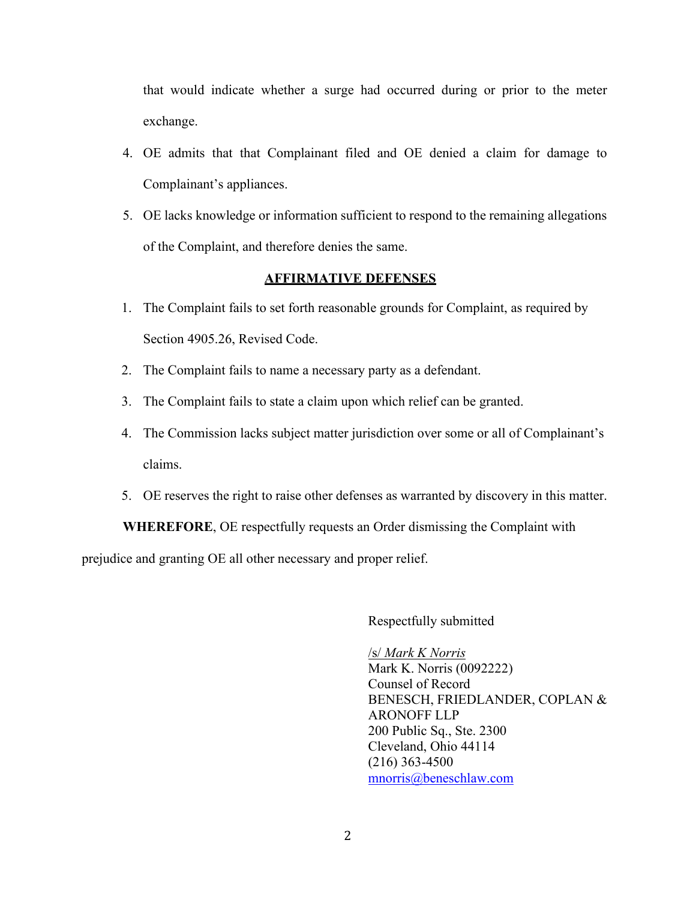that would indicate whether a surge had occurred during or prior to the meter exchange.

4. OE admits that that Complainant filed and OE denied a claim for damage to Complainant's appliances.
5. OE lacks knowledge or information sufficient to respond to the remaining allegations of the Complaint, and therefore denies the same.

## AFFIRMATIVE DEFENSES

1. The Complaint fails to set forth reasonable grounds for Complaint, as required by Section 4905.26, Revised Code.
2. The Complaint fails to name a necessary party as a defendant.
3. The Complaint fails to state a claim upon which relief can be granted.
4. The Commission lacks subject matter jurisdiction over some or all of Complainant's claims.
5. OE reserves the right to raise other defenses as warranted by discovery in this matter.

**WHEREFORE**, OE respectfully requests an Order dismissing the Complaint with prejudice and granting OE all other necessary and proper relief.

Respectfully submitted

/s/ *Mark K Norris*
Mark K. Norris (0092222)
Counsel of Record
BENESCH, FRIEDLANDER, COPLAN & ARONOFF LLP
200 Public Sq., Ste. 2300
Cleveland, Ohio 44114
(216) 363-4500
mnorris@beneschlaw.com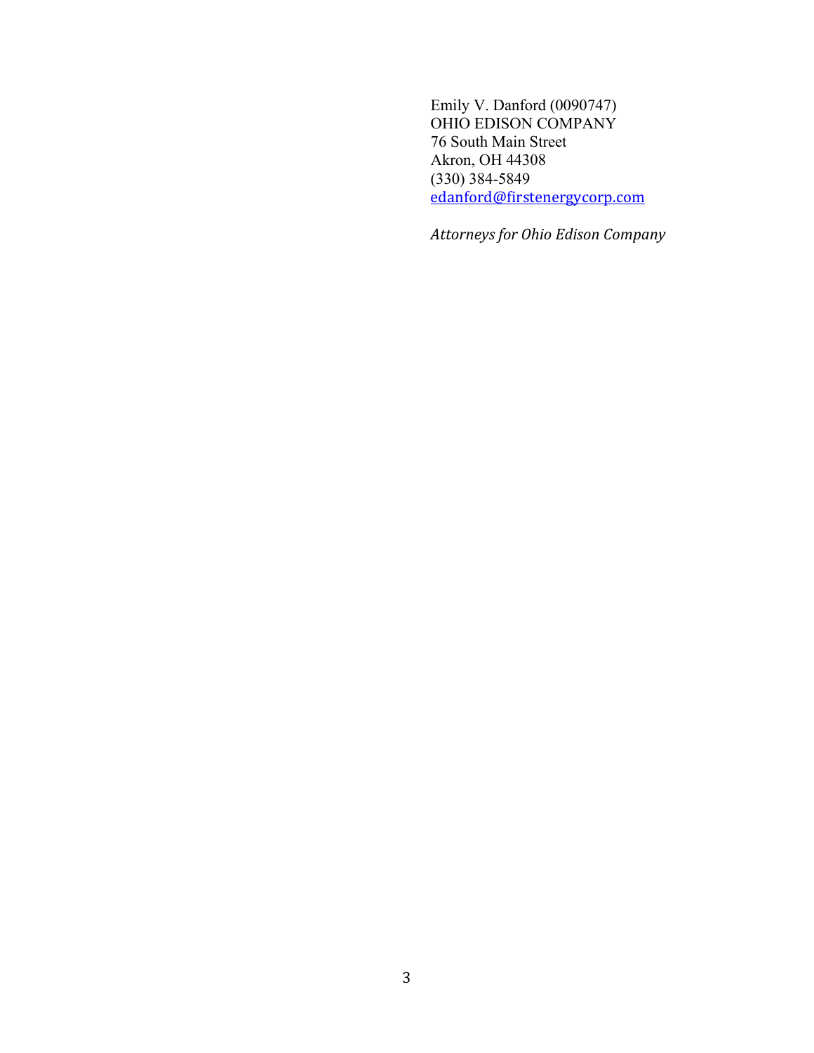Emily V. Danford (0090747)
OHIO EDISON COMPANY
76 South Main Street
Akron, OH 44308
(330) 384-5849
edanford@firstenergycorp.com

*Attorneys for Ohio Edison Company*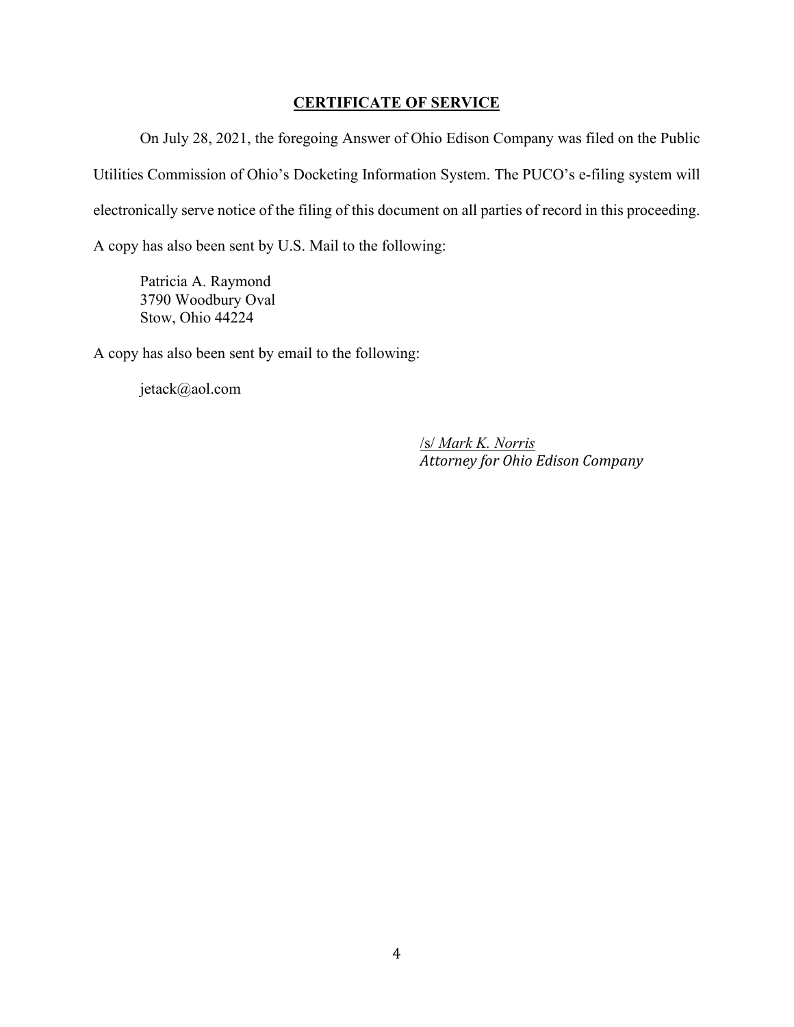## **CERTIFICATE OF SERVICE**

On July 28, 2021, the foregoing Answer of Ohio Edison Company was filed on the Public Utilities Commission of Ohio's Docketing Information System. The PUCO's e-filing system will electronically serve notice of the filing of this document on all parties of record in this proceeding. A copy has also been sent by U.S. Mail to the following:

Patricia A. Raymond
3790 Woodbury Oval
Stow, Ohio 44224

A copy has also been sent by email to the following:

jetack@aol.com

/s/ *Mark K. Norris*
*Attorney for Ohio Edison Company*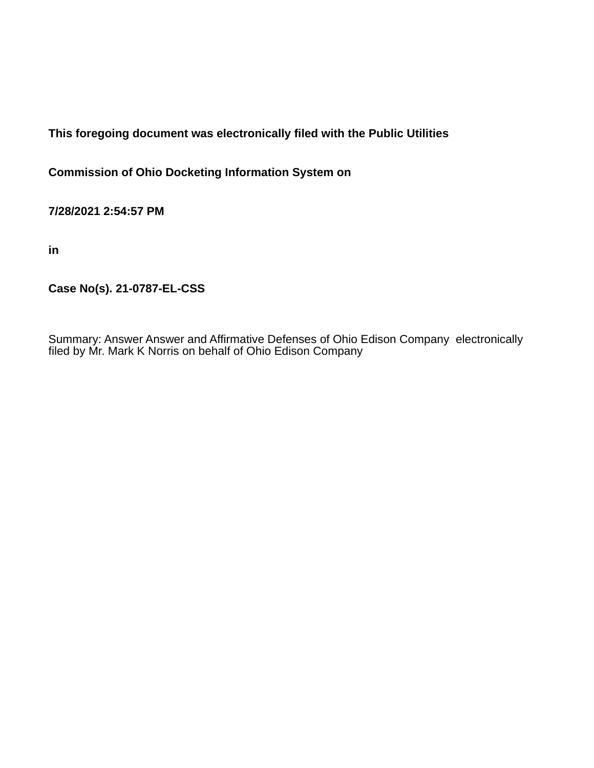**This foregoing document was electronically filed with the Public Utilities**

**Commission of Ohio Docketing Information System on**

**7/28/2021 2:54:57 PM**

**in**

**Case No(s). 21-0787-EL-CSS**

Summary: Answer Answer and Affirmative Defenses of Ohio Edison Company electronically filed by Mr. Mark K Norris on behalf of Ohio Edison Company